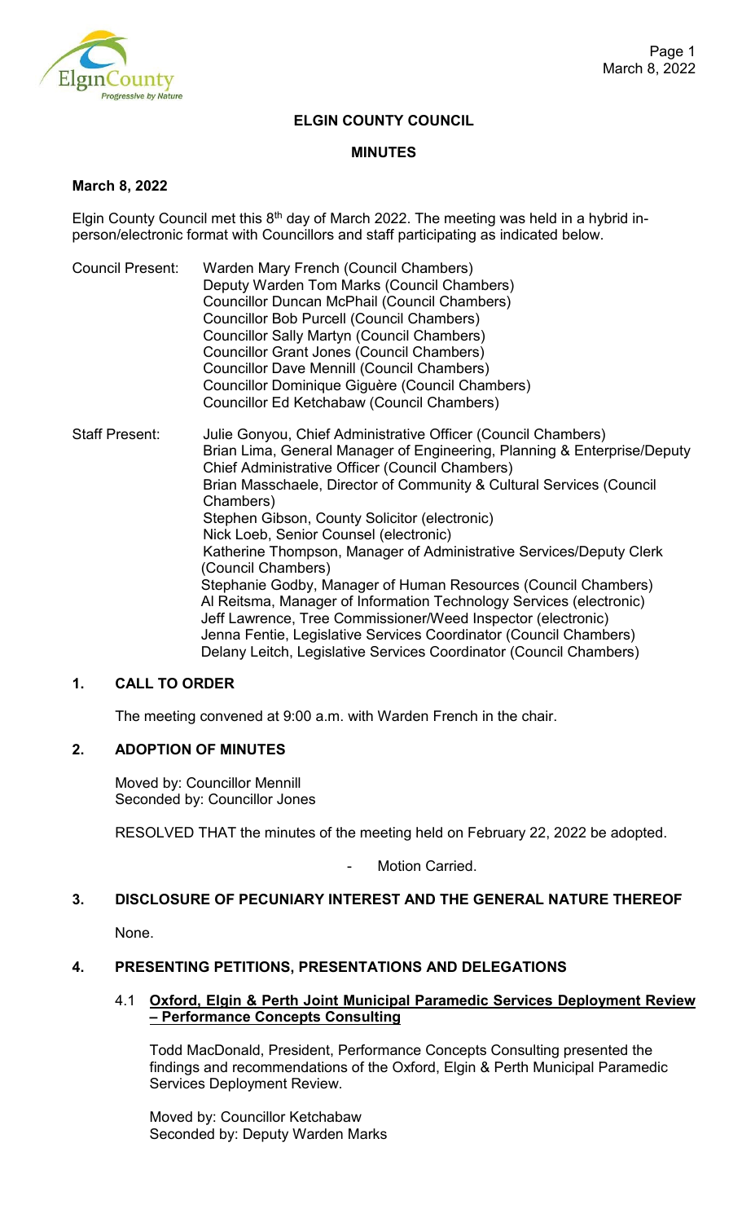# ELGIN COUNTY COUNCIL

## MINUTES

**March 8, 2022**

Elgin County Council met this 8th day of March 2022. The meeting was held in a hybrid in-person/electronic format with Councillors and staff participating as indicated below.

Council Present:
- Warden Mary French (Council Chambers)
- Deputy Warden Tom Marks (Council Chambers)
- Councillor Duncan McPhail (Council Chambers)
- Councillor Bob Purcell (Council Chambers)
- Councillor Sally Martyn (Council Chambers)
- Councillor Grant Jones (Council Chambers)
- Councillor Dave Mennill (Council Chambers)
- Councillor Dominique Giguère (Council Chambers)
- Councillor Ed Ketchabaw (Council Chambers)

Staff Present:
- Julie Gonyou, Chief Administrative Officer (Council Chambers)
- Brian Lima, General Manager of Engineering, Planning & Enterprise/Deputy Chief Administrative Officer (Council Chambers)
- Brian Masschaele, Director of Community & Cultural Services (Council Chambers)
- Stephen Gibson, County Solicitor (electronic)
- Nick Loeb, Senior Counsel (electronic)
- Katherine Thompson, Manager of Administrative Services/Deputy Clerk (Council Chambers)
- Stephanie Godby, Manager of Human Resources (Council Chambers)
- Al Reitsma, Manager of Information Technology Services (electronic)
- Jeff Lawrence, Tree Commissioner/Weed Inspector (electronic)
- Jenna Fentie, Legislative Services Coordinator (Council Chambers)
- Delany Leitch, Legislative Services Coordinator (Council Chambers)

### 1. CALL TO ORDER

The meeting convened at 9:00 a.m. with Warden French in the chair.

### 2. ADOPTION OF MINUTES

Moved by: Councillor Mennill
Seconded by: Councillor Jones

RESOLVED THAT the minutes of the meeting held on February 22, 2022 be adopted.

- Motion Carried.

### 3. DISCLOSURE OF PECUNIARY INTEREST AND THE GENERAL NATURE THEREOF

None.

### 4. PRESENTING PETITIONS, PRESENTATIONS AND DELEGATIONS

#### 4.1 Oxford, Elgin & Perth Joint Municipal Paramedic Services Deployment Review – Performance Concepts Consulting

Todd MacDonald, President, Performance Concepts Consulting presented the findings and recommendations of the Oxford, Elgin & Perth Municipal Paramedic Services Deployment Review.

Moved by: Councillor Ketchabaw
Seconded by: Deputy Warden Marks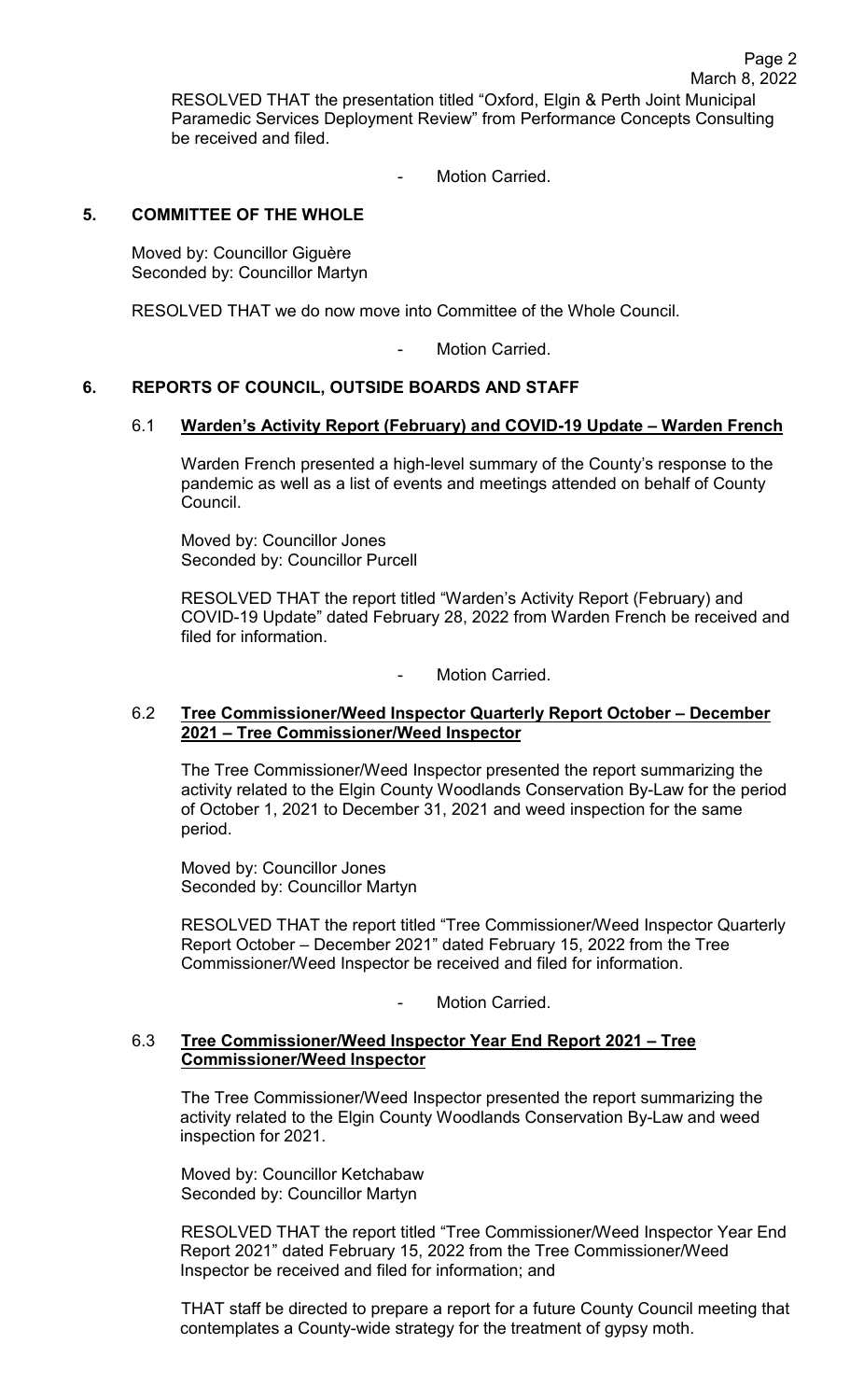RESOLVED THAT the presentation titled "Oxford, Elgin & Perth Joint Municipal Paramedic Services Deployment Review" from Performance Concepts Consulting be received and filed.

- Motion Carried.

## 5. COMMITTEE OF THE WHOLE

Moved by: Councillor Giguère
Seconded by: Councillor Martyn

RESOLVED THAT we do now move into Committee of the Whole Council.

- Motion Carried.

## 6. REPORTS OF COUNCIL, OUTSIDE BOARDS AND STAFF

### 6.1 Warden's Activity Report (February) and COVID-19 Update – Warden French

Warden French presented a high-level summary of the County's response to the pandemic as well as a list of events and meetings attended on behalf of County Council.

Moved by: Councillor Jones
Seconded by: Councillor Purcell

RESOLVED THAT the report titled "Warden's Activity Report (February) and COVID-19 Update" dated February 28, 2022 from Warden French be received and filed for information.

- Motion Carried.

### 6.2 Tree Commissioner/Weed Inspector Quarterly Report October – December 2021 – Tree Commissioner/Weed Inspector

The Tree Commissioner/Weed Inspector presented the report summarizing the activity related to the Elgin County Woodlands Conservation By-Law for the period of October 1, 2021 to December 31, 2021 and weed inspection for the same period.

Moved by: Councillor Jones
Seconded by: Councillor Martyn

RESOLVED THAT the report titled "Tree Commissioner/Weed Inspector Quarterly Report October – December 2021" dated February 15, 2022 from the Tree Commissioner/Weed Inspector be received and filed for information.

- Motion Carried.

### 6.3 Tree Commissioner/Weed Inspector Year End Report 2021 – Tree Commissioner/Weed Inspector

The Tree Commissioner/Weed Inspector presented the report summarizing the activity related to the Elgin County Woodlands Conservation By-Law and weed inspection for 2021.

Moved by: Councillor Ketchabaw
Seconded by: Councillor Martyn

RESOLVED THAT the report titled "Tree Commissioner/Weed Inspector Year End Report 2021" dated February 15, 2022 from the Tree Commissioner/Weed Inspector be received and filed for information; and

THAT staff be directed to prepare a report for a future County Council meeting that contemplates a County-wide strategy for the treatment of gypsy moth.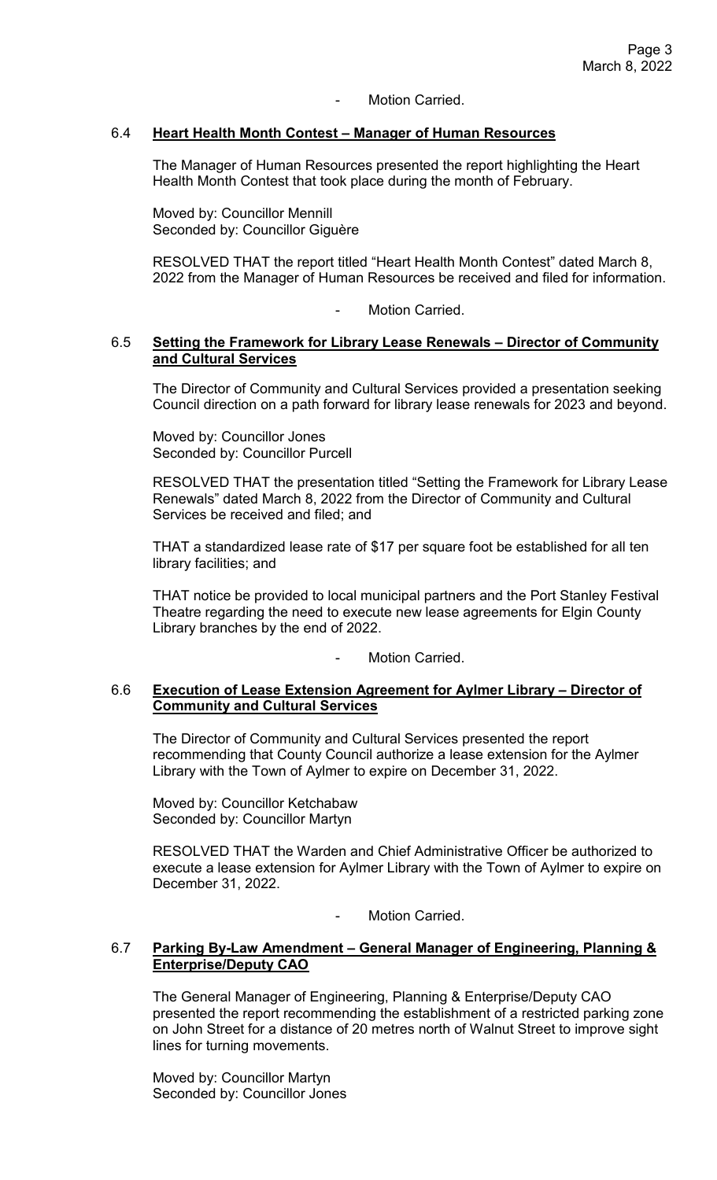- Motion Carried.

### 6.4 **Heart Health Month Contest – Manager of Human Resources**

The Manager of Human Resources presented the report highlighting the Heart Health Month Contest that took place during the month of February.

Moved by: Councillor Mennill
Seconded by: Councillor Giguère

RESOLVED THAT the report titled "Heart Health Month Contest" dated March 8, 2022 from the Manager of Human Resources be received and filed for information.

- Motion Carried.

### 6.5 **Setting the Framework for Library Lease Renewals – Director of Community and Cultural Services**

The Director of Community and Cultural Services provided a presentation seeking Council direction on a path forward for library lease renewals for 2023 and beyond.

Moved by: Councillor Jones
Seconded by: Councillor Purcell

RESOLVED THAT the presentation titled "Setting the Framework for Library Lease Renewals" dated March 8, 2022 from the Director of Community and Cultural Services be received and filed; and

THAT a standardized lease rate of $17 per square foot be established for all ten library facilities; and

THAT notice be provided to local municipal partners and the Port Stanley Festival Theatre regarding the need to execute new lease agreements for Elgin County Library branches by the end of 2022.

- Motion Carried.

### 6.6 **Execution of Lease Extension Agreement for Aylmer Library – Director of Community and Cultural Services**

The Director of Community and Cultural Services presented the report recommending that County Council authorize a lease extension for the Aylmer Library with the Town of Aylmer to expire on December 31, 2022.

Moved by: Councillor Ketchabaw
Seconded by: Councillor Martyn

RESOLVED THAT the Warden and Chief Administrative Officer be authorized to execute a lease extension for Aylmer Library with the Town of Aylmer to expire on December 31, 2022.

- Motion Carried.

### 6.7 **Parking By-Law Amendment – General Manager of Engineering, Planning & Enterprise/Deputy CAO**

The General Manager of Engineering, Planning & Enterprise/Deputy CAO presented the report recommending the establishment of a restricted parking zone on John Street for a distance of 20 metres north of Walnut Street to improve sight lines for turning movements.

Moved by: Councillor Martyn
Seconded by: Councillor Jones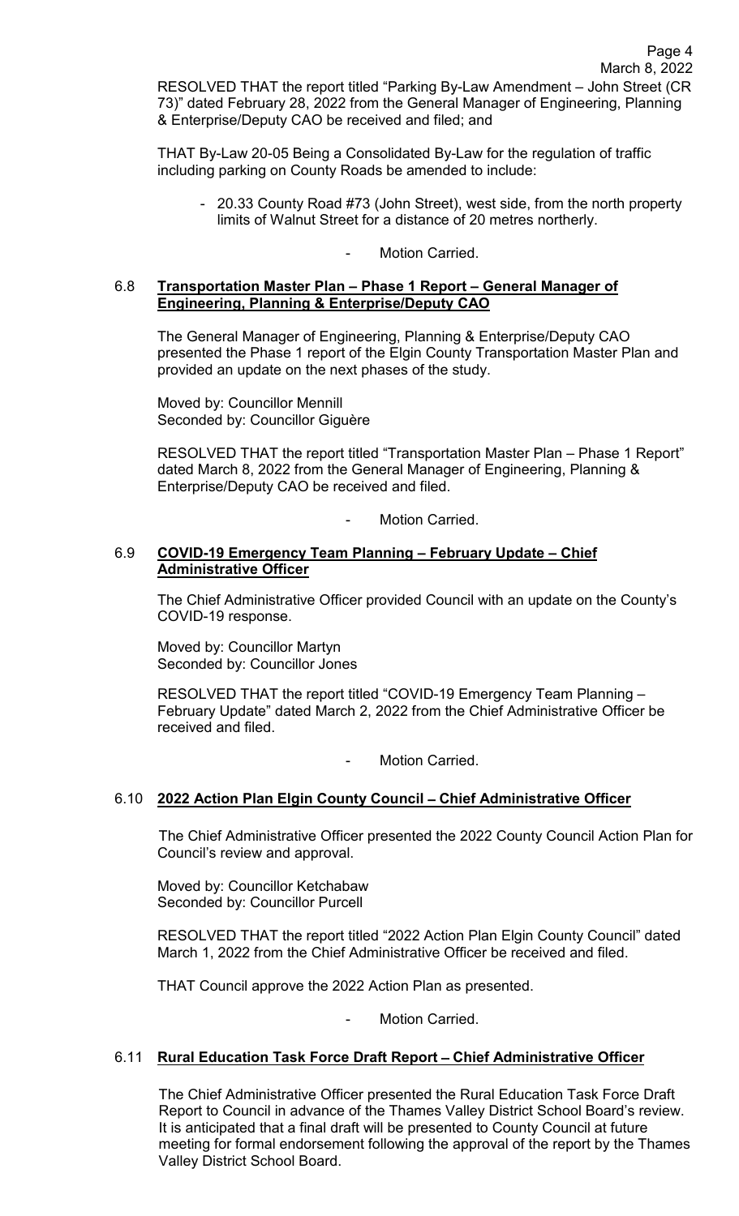RESOLVED THAT the report titled "Parking By-Law Amendment – John Street (CR 73)" dated February 28, 2022 from the General Manager of Engineering, Planning & Enterprise/Deputy CAO be received and filed; and

THAT By-Law 20-05 Being a Consolidated By-Law for the regulation of traffic including parking on County Roads be amended to include:

- 20.33 County Road #73 (John Street), west side, from the north property limits of Walnut Street for a distance of 20 metres northerly.

- Motion Carried.

### 6.8 **Transportation Master Plan – Phase 1 Report – General Manager of Engineering, Planning & Enterprise/Deputy CAO**

The General Manager of Engineering, Planning & Enterprise/Deputy CAO presented the Phase 1 report of the Elgin County Transportation Master Plan and provided an update on the next phases of the study.

Moved by: Councillor Mennill
Seconded by: Councillor Giguère

RESOLVED THAT the report titled "Transportation Master Plan – Phase 1 Report" dated March 8, 2022 from the General Manager of Engineering, Planning & Enterprise/Deputy CAO be received and filed.

- Motion Carried.

### 6.9 **COVID-19 Emergency Team Planning – February Update – Chief Administrative Officer**

The Chief Administrative Officer provided Council with an update on the County's COVID-19 response.

Moved by: Councillor Martyn
Seconded by: Councillor Jones

RESOLVED THAT the report titled "COVID-19 Emergency Team Planning – February Update" dated March 2, 2022 from the Chief Administrative Officer be received and filed.

- Motion Carried.

### 6.10 **2022 Action Plan Elgin County Council – Chief Administrative Officer**

The Chief Administrative Officer presented the 2022 County Council Action Plan for Council's review and approval.

Moved by: Councillor Ketchabaw
Seconded by: Councillor Purcell

RESOLVED THAT the report titled "2022 Action Plan Elgin County Council" dated March 1, 2022 from the Chief Administrative Officer be received and filed.

THAT Council approve the 2022 Action Plan as presented.

- Motion Carried.

### 6.11 **Rural Education Task Force Draft Report – Chief Administrative Officer**

The Chief Administrative Officer presented the Rural Education Task Force Draft Report to Council in advance of the Thames Valley District School Board's review. It is anticipated that a final draft will be presented to County Council at future meeting for formal endorsement following the approval of the report by the Thames Valley District School Board.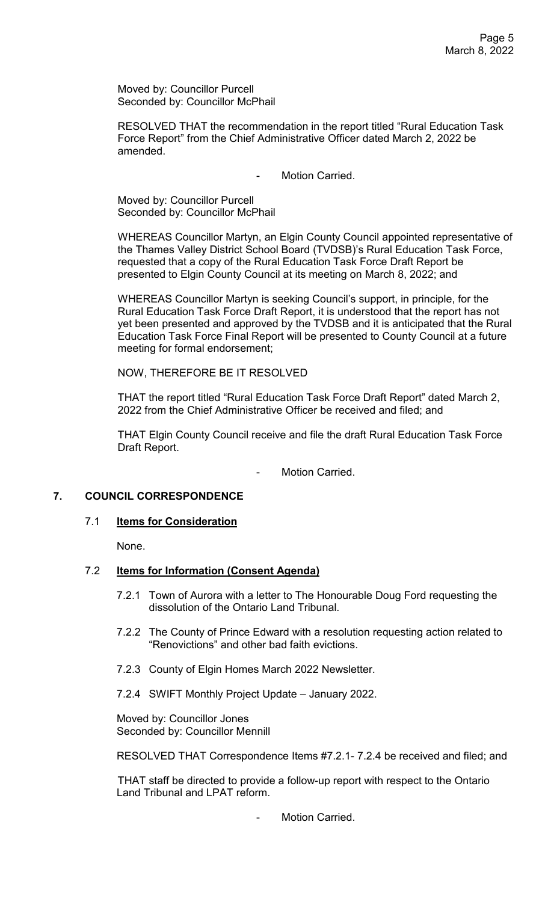Moved by: Councillor Purcell
Seconded by: Councillor McPhail

RESOLVED THAT the recommendation in the report titled "Rural Education Task Force Report" from the Chief Administrative Officer dated March 2, 2022 be amended.

- Motion Carried.

Moved by: Councillor Purcell
Seconded by: Councillor McPhail

WHEREAS Councillor Martyn, an Elgin County Council appointed representative of the Thames Valley District School Board (TVDSB)'s Rural Education Task Force, requested that a copy of the Rural Education Task Force Draft Report be presented to Elgin County Council at its meeting on March 8, 2022; and

WHEREAS Councillor Martyn is seeking Council's support, in principle, for the Rural Education Task Force Draft Report, it is understood that the report has not yet been presented and approved by the TVDSB and it is anticipated that the Rural Education Task Force Final Report will be presented to County Council at a future meeting for formal endorsement;

NOW, THEREFORE BE IT RESOLVED

THAT the report titled "Rural Education Task Force Draft Report" dated March 2, 2022 from the Chief Administrative Officer be received and filed; and

THAT Elgin County Council receive and file the draft Rural Education Task Force Draft Report.

- Motion Carried.

## 7. COUNCIL CORRESPONDENCE

### 7.1 **Items for Consideration**

None.

### 7.2 **Items for Information (Consent Agenda)**

7.2.1 Town of Aurora with a letter to The Honourable Doug Ford requesting the dissolution of the Ontario Land Tribunal.

7.2.2 The County of Prince Edward with a resolution requesting action related to "Renovictions" and other bad faith evictions.

7.2.3 County of Elgin Homes March 2022 Newsletter.

7.2.4 SWIFT Monthly Project Update – January 2022.

Moved by: Councillor Jones
Seconded by: Councillor Mennill

RESOLVED THAT Correspondence Items #7.2.1- 7.2.4 be received and filed; and

THAT staff be directed to provide a follow-up report with respect to the Ontario Land Tribunal and LPAT reform.

- Motion Carried.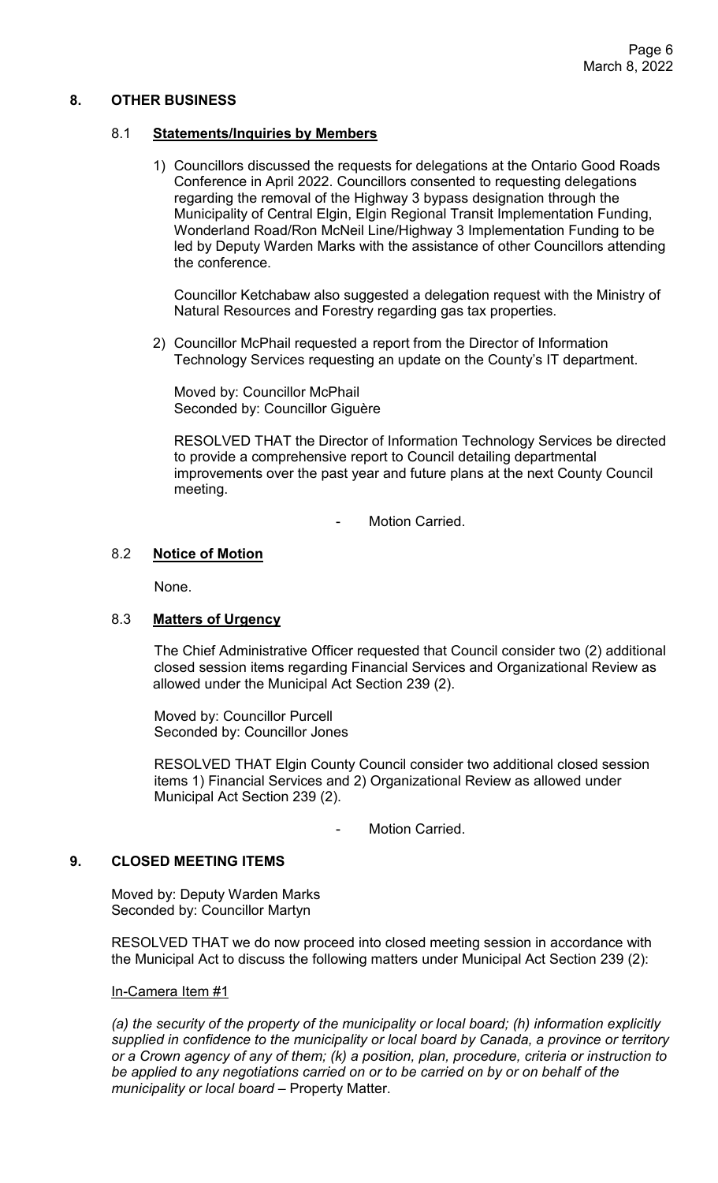## 8. OTHER BUSINESS

### 8.1 **Statements/Inquiries by Members**

1) Councillors discussed the requests for delegations at the Ontario Good Roads Conference in April 2022. Councillors consented to requesting delegations regarding the removal of the Highway 3 bypass designation through the Municipality of Central Elgin, Elgin Regional Transit Implementation Funding, Wonderland Road/Ron McNeil Line/Highway 3 Implementation Funding to be led by Deputy Warden Marks with the assistance of other Councillors attending the conference.

   Councillor Ketchabaw also suggested a delegation request with the Ministry of Natural Resources and Forestry regarding gas tax properties.

2) Councillor McPhail requested a report from the Director of Information Technology Services requesting an update on the County's IT department.

   Moved by: Councillor McPhail
   Seconded by: Councillor Giguère

   RESOLVED THAT the Director of Information Technology Services be directed to provide a comprehensive report to Council detailing departmental improvements over the past year and future plans at the next County Council meeting.

   - Motion Carried.

### 8.2 **Notice of Motion**

None.

### 8.3 **Matters of Urgency**

The Chief Administrative Officer requested that Council consider two (2) additional closed session items regarding Financial Services and Organizational Review as allowed under the Municipal Act Section 239 (2).

Moved by: Councillor Purcell
Seconded by: Councillor Jones

RESOLVED THAT Elgin County Council consider two additional closed session items 1) Financial Services and 2) Organizational Review as allowed under Municipal Act Section 239 (2).

- Motion Carried.

## 9. CLOSED MEETING ITEMS

Moved by: Deputy Warden Marks
Seconded by: Councillor Martyn

RESOLVED THAT we do now proceed into closed meeting session in accordance with the Municipal Act to discuss the following matters under Municipal Act Section 239 (2):

In-Camera Item #1

*(a) the security of the property of the municipality or local board; (h) information explicitly supplied in confidence to the municipality or local board by Canada, a province or territory or a Crown agency of any of them; (k) a position, plan, procedure, criteria or instruction to be applied to any negotiations carried on or to be carried on by or on behalf of the municipality or local board* – Property Matter.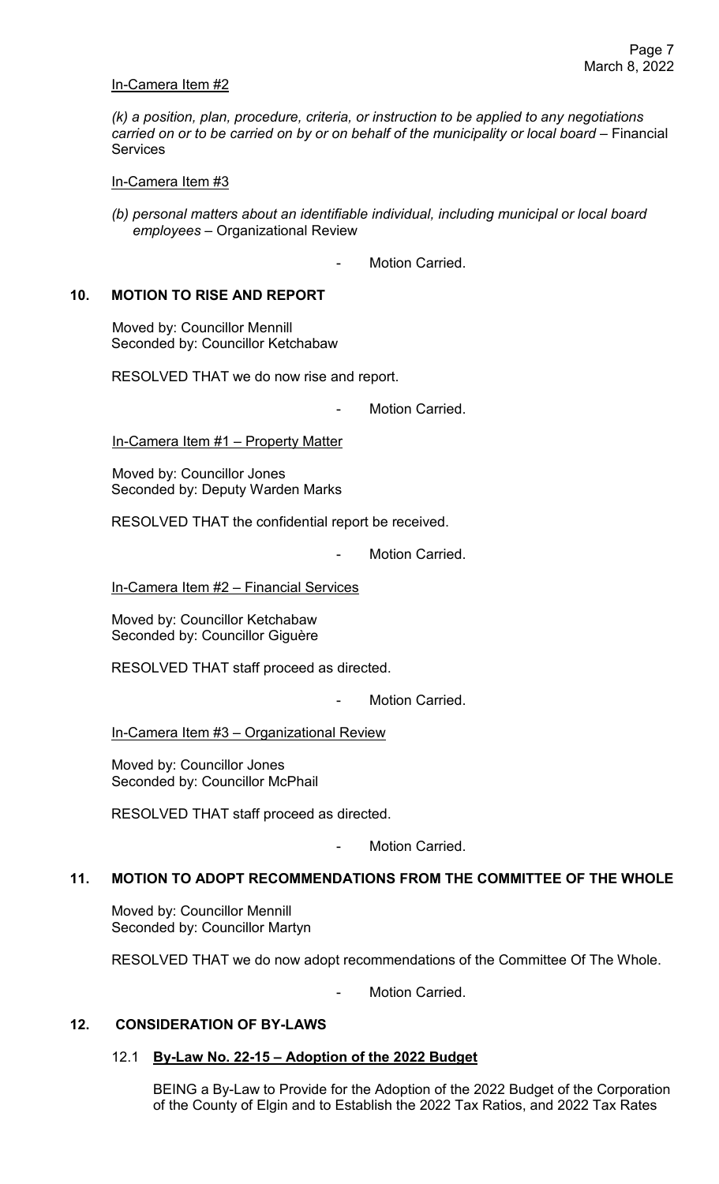In-Camera Item #2

*(k) a position, plan, procedure, criteria, or instruction to be applied to any negotiations carried on or to be carried on by or on behalf of the municipality or local board* – Financial Services

In-Camera Item #3

*(b) personal matters about an identifiable individual, including municipal or local board employees* – Organizational Review

- Motion Carried.

## 10. MOTION TO RISE AND REPORT

Moved by: Councillor Mennill
Seconded by: Councillor Ketchabaw

RESOLVED THAT we do now rise and report.

- Motion Carried.

In-Camera Item #1 – Property Matter

Moved by: Councillor Jones
Seconded by: Deputy Warden Marks

RESOLVED THAT the confidential report be received.

- Motion Carried.

In-Camera Item #2 – Financial Services

Moved by: Councillor Ketchabaw
Seconded by: Councillor Giguère

RESOLVED THAT staff proceed as directed.

- Motion Carried.

In-Camera Item #3 – Organizational Review

Moved by: Councillor Jones
Seconded by: Councillor McPhail

RESOLVED THAT staff proceed as directed.

- Motion Carried.

## 11. MOTION TO ADOPT RECOMMENDATIONS FROM THE COMMITTEE OF THE WHOLE

Moved by: Councillor Mennill
Seconded by: Councillor Martyn

RESOLVED THAT we do now adopt recommendations of the Committee Of The Whole.

- Motion Carried.

## 12. CONSIDERATION OF BY-LAWS

### 12.1 By-Law No. 22-15 – Adoption of the 2022 Budget

BEING a By-Law to Provide for the Adoption of the 2022 Budget of the Corporation of the County of Elgin and to Establish the 2022 Tax Ratios, and 2022 Tax Rates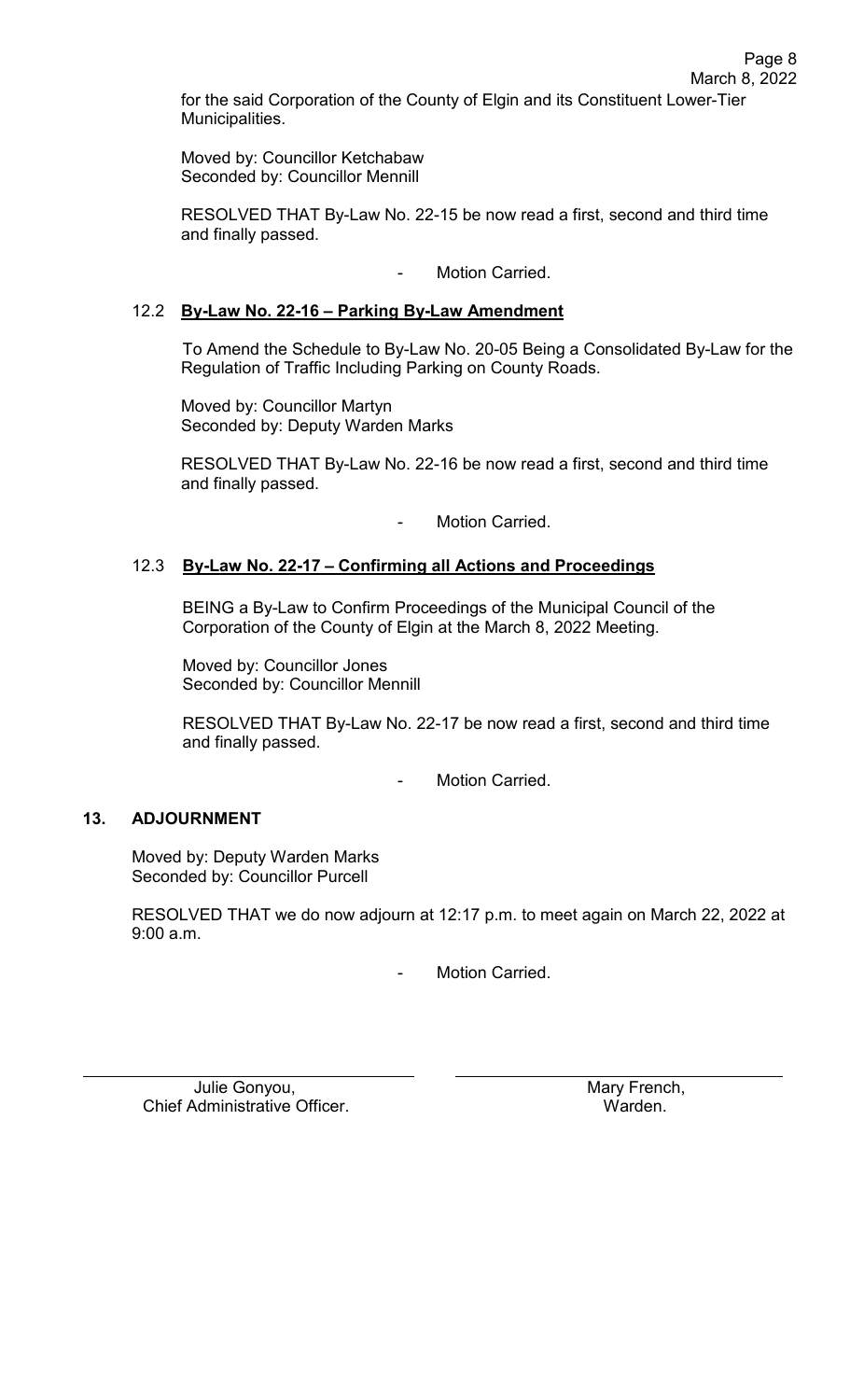for the said Corporation of the County of Elgin and its Constituent Lower-Tier Municipalities.

Moved by: Councillor Ketchabaw
Seconded by: Councillor Mennill

RESOLVED THAT By-Law No. 22-15 be now read a first, second and third time and finally passed.

- Motion Carried.

### 12.2 **By-Law No. 22-16 – Parking By-Law Amendment**

To Amend the Schedule to By-Law No. 20-05 Being a Consolidated By-Law for the Regulation of Traffic Including Parking on County Roads.

Moved by: Councillor Martyn
Seconded by: Deputy Warden Marks

RESOLVED THAT By-Law No. 22-16 be now read a first, second and third time and finally passed.

- Motion Carried.

### 12.3 **By-Law No. 22-17 – Confirming all Actions and Proceedings**

BEING a By-Law to Confirm Proceedings of the Municipal Council of the Corporation of the County of Elgin at the March 8, 2022 Meeting.

Moved by: Councillor Jones
Seconded by: Councillor Mennill

RESOLVED THAT By-Law No. 22-17 be now read a first, second and third time and finally passed.

- Motion Carried.

## 13. ADJOURNMENT

Moved by: Deputy Warden Marks
Seconded by: Councillor Purcell

RESOLVED THAT we do now adjourn at 12:17 p.m. to meet again on March 22, 2022 at 9:00 a.m.

- Motion Carried.

| | |
|---|---|
| Julie Gonyou, Chief Administrative Officer. | Mary French, Warden. |